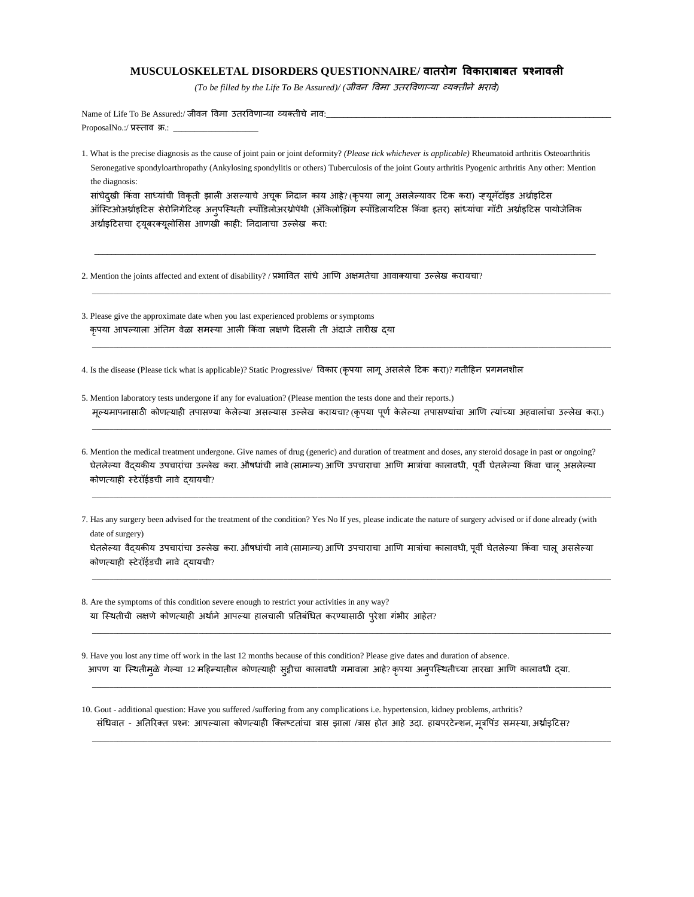# MUSCULOSKELETAL DISORDERS QUESTIONNAIRE/ वातरोग विकाराबाबत प्रश्नावली

*(To be filled by the Life To Be Assured)/ (जीवन विमा उतरविणाऱ्या व्यक्तीने भरावे)*

Name of Life To Be Assured:/ जीवन विमा उतरविणाऱ्या व्यक्तीचे नाव:\_\_\_\_\_\_\_\_\_\_\_\_\_\_\_\_\_\_\_\_\_\_\_\_\_\_\_\_\_\_\_\_\_\_\_\_\_\_\_\_\_\_\_\_\_\_\_\_\_\_\_\_\_\_\_\_\_\_\_\_\_\_\_\_

ProposalNo.:/ प्रस्ताव क्र.: \_\_\_\_\_\_\_\_\_\_\_\_\_\_\_\_\_\_\_\_

1. What is the precise diagnosis as the cause of joint pain or joint deformity? *(Please tick whichever is applicable)* Rheumatoid arthritis Osteoarthritis Seronegative spondyloarthropathy (Ankylosing spondylitis or others) Tuberculosis of the joint Gouty arthritis Pyogenic arthritis Any other: Mention the diagnosis:
   सांधेदुखी किंवा साध्यांची विकृती झाली असल्याचे अचूक निदान काय आहे? (कृपया लागू असलेल्यावर टिक करा) ऱ्ह्यूमॅटॉइड अर्थ्राइटिस ऑस्टिओअर्थ्राइटिस सेरोनिगेटिव्ह अनुपस्थिती स्पॉंडिलोअरथ्रोपॅथी (अँकिलोझिंग स्पॉंडिलायटिस किंवा इतर) सांध्यांचा गॉटी अर्थ्राइटिस पायोजेनिक अर्थ्राइटिसचा ट्यूबरक्यूलोसिस आणखी काही: निदानाचा उल्लेख करा:

   \_\_\_\_\_\_\_\_\_\_\_\_\_\_\_\_\_\_\_\_\_\_\_\_\_\_\_\_\_\_\_\_\_\_\_\_\_\_\_\_\_\_\_\_\_\_\_\_\_\_\_\_\_\_\_\_\_\_\_\_\_\_\_\_\_\_\_\_\_\_\_\_\_\_\_\_

2. Mention the joints affected and extent of disability? / प्रभावित सांधे आणि अक्षमतेचा आवाक्याचा उल्लेख करायचा?

   \_\_\_\_\_\_\_\_\_\_\_\_\_\_\_\_\_\_\_\_\_\_\_\_\_\_\_\_\_\_\_\_\_\_\_\_\_\_\_\_\_\_\_\_\_\_\_\_\_\_\_\_\_\_\_\_\_\_\_\_\_\_\_\_\_\_\_\_\_\_\_\_\_\_\_\_

3. Please give the approximate date when you last experienced problems or symptoms
   कृपया आपल्याला अंतिम वेळा समस्या आली किंवा लक्षणे दिसली ती अंदाजे तारीख द्या

   \_\_\_\_\_\_\_\_\_\_\_\_\_\_\_\_\_\_\_\_\_\_\_\_\_\_\_\_\_\_\_\_\_\_\_\_\_\_\_\_\_\_\_\_\_\_\_\_\_\_\_\_\_\_\_\_\_\_\_\_\_\_\_\_\_\_\_\_\_\_\_\_\_\_\_\_

4. Is the disease (Please tick what is applicable)? Static Progressive/ विकार (कृपया लागू असलेले टिक करा)? गतीहिन प्रगमनशील

5. Mention laboratory tests undergone if any for evaluation? (Please mention the tests done and their reports.)
   मूल्यमापनासाठी कोणत्याही तपासण्या केलेल्या असल्यास उल्लेख करायचा? (कृपया पूर्ण केलेल्या तपासण्यांचा आणि त्यांच्या अहवालांचा उल्लेख करा.)

   \_\_\_\_\_\_\_\_\_\_\_\_\_\_\_\_\_\_\_\_\_\_\_\_\_\_\_\_\_\_\_\_\_\_\_\_\_\_\_\_\_\_\_\_\_\_\_\_\_\_\_\_\_\_\_\_\_\_\_\_\_\_\_\_\_\_\_\_\_\_\_\_\_\_\_\_

6. Mention the medical treatment undergone. Give names of drug (generic) and duration of treatment and doses, any steroid dosage in past or ongoing?
   घेतलेल्या वैद्यकीय उपचारांचा उल्लेख करा. औषधांची नावे (सामान्य) आणि उपचाराचा आणि मात्रांचा कालावधी, पूर्वी घेतलेल्या किंवा चालू असलेल्या कोणत्याही स्टेरॉईडची नावे द्यायची?

   \_\_\_\_\_\_\_\_\_\_\_\_\_\_\_\_\_\_\_\_\_\_\_\_\_\_\_\_\_\_\_\_\_\_\_\_\_\_\_\_\_\_\_\_\_\_\_\_\_\_\_\_\_\_\_\_\_\_\_\_\_\_\_\_\_\_\_\_\_\_\_\_\_\_\_\_

7. Has any surgery been advised for the treatment of the condition? Yes No If yes, please indicate the nature of surgery advised or if done already (with date of surgery)
   घेतलेल्या वैद्यकीय उपचारांचा उल्लेख करा. औषधांची नावे (सामान्य) आणि उपचाराचा आणि मात्रांचा कालावधी, पूर्वी घेतलेल्या किंवा चालू असलेल्या कोणत्याही स्टेरॉईडची नावे द्यायची?

   \_\_\_\_\_\_\_\_\_\_\_\_\_\_\_\_\_\_\_\_\_\_\_\_\_\_\_\_\_\_\_\_\_\_\_\_\_\_\_\_\_\_\_\_\_\_\_\_\_\_\_\_\_\_\_\_\_\_\_\_\_\_\_\_\_\_\_\_\_\_\_\_\_\_\_\_

8. Are the symptoms of this condition severe enough to restrict your activities in any way?
   या स्थितीची लक्षणे कोणत्याही अर्थाने आपल्या हालचाली प्रतिबंधित करण्यासाठी पुरेशा गंभीर आहेत?

   \_\_\_\_\_\_\_\_\_\_\_\_\_\_\_\_\_\_\_\_\_\_\_\_\_\_\_\_\_\_\_\_\_\_\_\_\_\_\_\_\_\_\_\_\_\_\_\_\_\_\_\_\_\_\_\_\_\_\_\_\_\_\_\_\_\_\_\_\_\_\_\_\_\_\_\_

9. Have you lost any time off work in the last 12 months because of this condition? Please give dates and duration of absence.
   आपण या स्थितीमुळे गेल्या 12 महिन्यातील कोणत्याही सुट्टीचा कालावधी गमावला आहे? कृपया अनुपस्थितीच्या तारखा आणि कालावधी द्या.

   \_\_\_\_\_\_\_\_\_\_\_\_\_\_\_\_\_\_\_\_\_\_\_\_\_\_\_\_\_\_\_\_\_\_\_\_\_\_\_\_\_\_\_\_\_\_\_\_\_\_\_\_\_\_\_\_\_\_\_\_\_\_\_\_\_\_\_\_\_\_\_\_\_\_\_\_

10. Gout - additional question: Have you suffered /suffering from any complications i.e. hypertension, kidney problems, arthritis?
    संधिवात - अतिरिक्त प्रश्न: आपल्याला कोणत्याही क्लिष्टतांचा त्रास झाला /त्रास होत आहे उदा. हायपरटेन्शन, मूत्रपिंड समस्या, अर्थ्राइटिस?

    \_\_\_\_\_\_\_\_\_\_\_\_\_\_\_\_\_\_\_\_\_\_\_\_\_\_\_\_\_\_\_\_\_\_\_\_\_\_\_\_\_\_\_\_\_\_\_\_\_\_\_\_\_\_\_\_\_\_\_\_\_\_\_\_\_\_\_\_\_\_\_\_\_\_\_\_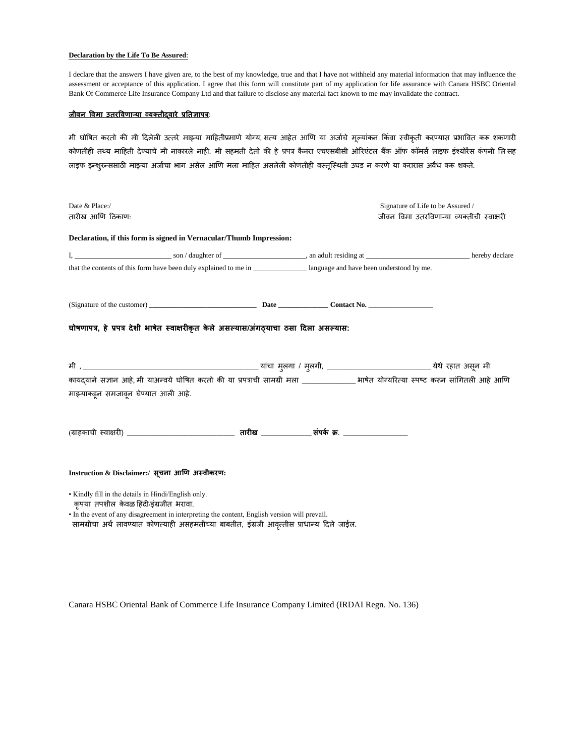**Declaration by the Life To Be Assured**:

I declare that the answers I have given are, to the best of my knowledge, true and that I have not withheld any material information that may influence the assessment or acceptance of this application. I agree that this form will constitute part of my application for life assurance with Canara HSBC Oriental Bank Of Commerce Life Insurance Company Ltd and that failure to disclose any material fact known to me may invalidate the contract.

**जीवन विमा उतरविणाऱ्या व्यक्तीद्वारे प्रतिज्ञापत्र**:

मी घोषित करतो की मी दिलेली उत्तरे माझ्या माहितीप्रमाणे योग्य, सत्य आहेत आणि या अर्जाचे मूल्यांकन किंवा स्वीकृती करण्यास प्रभावित करू शकणारी कोणतीही तथ्य माहिती देण्याचे मी नाकारले नाही. मी सहमती देतो की हे प्रपत्र कैनरा एचएसबीसी ओरिएंटल बैंक ऑफ कॉमर्स लाइफ इंश्योरेंस कंपनी लि सह लाइफ इन्शुरन्ससाठी माझ्या अर्जाचा भाग असेल आणि मला माहित असलेली कोणतीही वस्तूस्थिती उघड न करणे या करारास अवैध करू शकते.

Date & Place:/
तारीख आणि ठिकाण:

Signature of Life to be Assured /
जीवन विमा उतरविणाऱ्या व्यक्तीची स्वाक्षरी

**Declaration, if this form is signed in Vernacular/Thumb Impression:**

I, __________________________ son / daughter of ______________________, an adult residing at ____________________________ hereby declare that the contents of this form have been duly explained to me in ______________ language and have been understood by me.

(Signature of the customer) ______________________________ **Date** _____________ **Contact No.** _________________

**घोषणापत्र, हे प्रपत्र देशी भाषेत स्वाक्षरीकृत केले असल्यास/अंगठ्याचा ठसा दिला असल्यास:**

मी , ______________________________________________ यांचा मुलगा / मुलगी, ___________________________ येथे रहात असून मी कायद्याने सज्ञान आहे, मी याअन्वये घोषित करतो की या प्रपत्राची सामग्री मला _____________ भाषेत योग्यरित्या स्पष्ट करून सांगितली आहे आणि माझ्याकडून समजावून घेण्यात आली आहे.

(ग्राहकाची स्वाक्षरी) _____________________________ **तारीख** _____________ **संपर्क क्र.** _________________

**Instruction & Disclaimer:/ सूचना आणि अस्वीकरण:**

- Kindly fill in the details in Hindi/English only.
  कृपया तपशील केवळ हिंदी/इंग्रजीत भरावा.
- In the event of any disagreement in interpreting the content, English version will prevail.
  सामग्रीचा अर्थ लावण्यात कोणत्याही असहमतीच्या बाबतीत, इंग्रजी आवृत्तीस प्राधान्य दिले जाईल.

Canara HSBC Oriental Bank of Commerce Life Insurance Company Limited (IRDAI Regn. No. 136)